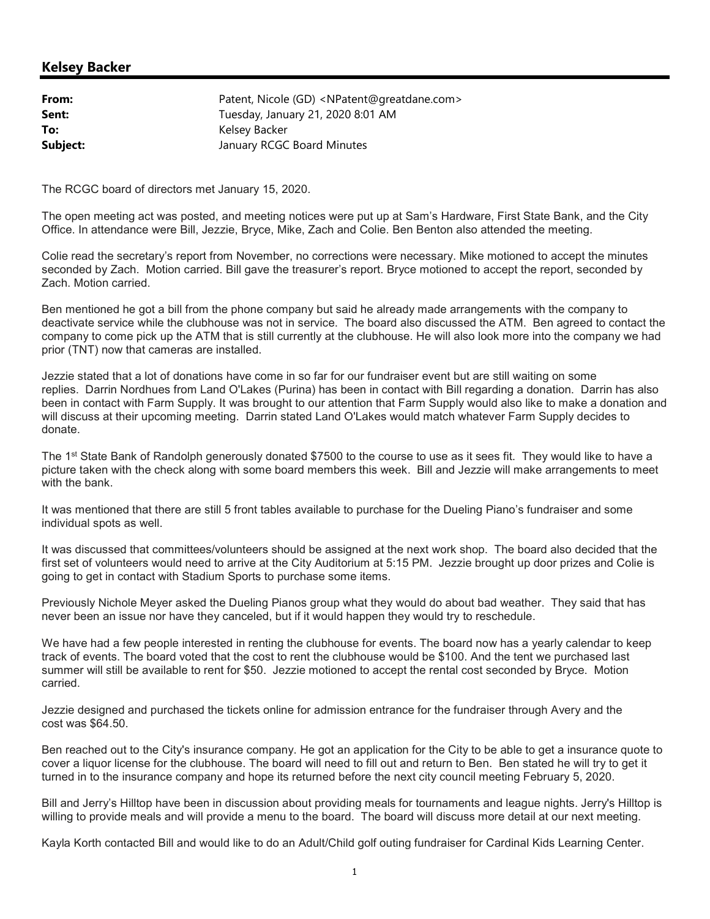## Kelsey Backer

| | |
|---|---|
| **From:** | Patent, Nicole (GD) <NPatent@greatdane.com> |
| **Sent:** | Tuesday, January 21, 2020 8:01 AM |
| **To:** | Kelsey Backer |
| **Subject:** | January RCGC Board Minutes |

The RCGC board of directors met January 15, 2020.

The open meeting act was posted, and meeting notices were put up at Sam's Hardware, First State Bank, and the City Office. In attendance were Bill, Jezzie, Bryce, Mike, Zach and Colie. Ben Benton also attended the meeting.

Colie read the secretary's report from November, no corrections were necessary. Mike motioned to accept the minutes seconded by Zach. Motion carried. Bill gave the treasurer's report. Bryce motioned to accept the report, seconded by Zach. Motion carried.

Ben mentioned he got a bill from the phone company but said he already made arrangements with the company to deactivate service while the clubhouse was not in service. The board also discussed the ATM. Ben agreed to contact the company to come pick up the ATM that is still currently at the clubhouse. He will also look more into the company we had prior (TNT) now that cameras are installed.

Jezzie stated that a lot of donations have come in so far for our fundraiser event but are still waiting on some replies. Darrin Nordhues from Land O'Lakes (Purina) has been in contact with Bill regarding a donation. Darrin has also been in contact with Farm Supply. It was brought to our attention that Farm Supply would also like to make a donation and will discuss at their upcoming meeting. Darrin stated Land O'Lakes would match whatever Farm Supply decides to donate.

The 1st State Bank of Randolph generously donated $7500 to the course to use as it sees fit. They would like to have a picture taken with the check along with some board members this week. Bill and Jezzie will make arrangements to meet with the bank.

It was mentioned that there are still 5 front tables available to purchase for the Dueling Piano's fundraiser and some individual spots as well.

It was discussed that committees/volunteers should be assigned at the next work shop. The board also decided that the first set of volunteers would need to arrive at the City Auditorium at 5:15 PM. Jezzie brought up door prizes and Colie is going to get in contact with Stadium Sports to purchase some items.

Previously Nichole Meyer asked the Dueling Pianos group what they would do about bad weather. They said that has never been an issue nor have they canceled, but if it would happen they would try to reschedule.

We have had a few people interested in renting the clubhouse for events. The board now has a yearly calendar to keep track of events. The board voted that the cost to rent the clubhouse would be $100. And the tent we purchased last summer will still be available to rent for $50. Jezzie motioned to accept the rental cost seconded by Bryce. Motion carried.

Jezzie designed and purchased the tickets online for admission entrance for the fundraiser through Avery and the cost was $64.50.

Ben reached out to the City's insurance company. He got an application for the City to be able to get a insurance quote to cover a liquor license for the clubhouse. The board will need to fill out and return to Ben. Ben stated he will try to get it turned in to the insurance company and hope its returned before the next city council meeting February 5, 2020.

Bill and Jerry's Hilltop have been in discussion about providing meals for tournaments and league nights. Jerry's Hilltop is willing to provide meals and will provide a menu to the board. The board will discuss more detail at our next meeting.

Kayla Korth contacted Bill and would like to do an Adult/Child golf outing fundraiser for Cardinal Kids Learning Center.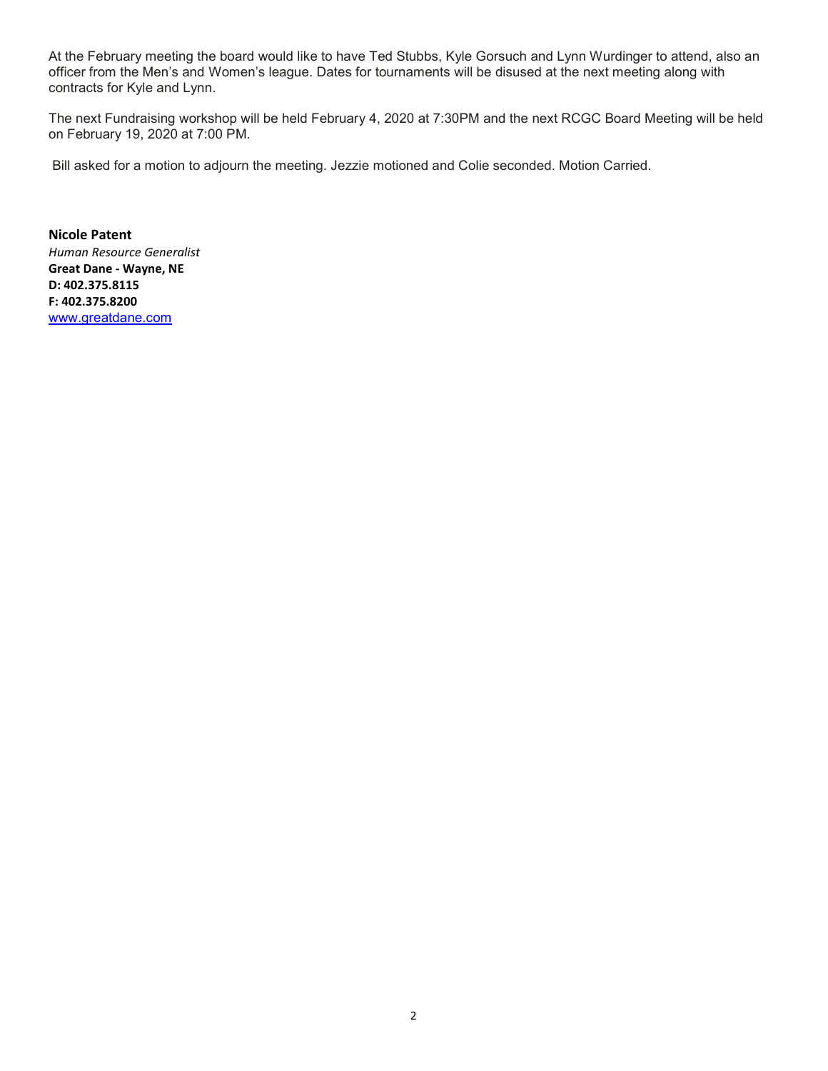At the February meeting the board would like to have Ted Stubbs, Kyle Gorsuch and Lynn Wurdinger to attend, also an officer from the Men's and Women's league. Dates for tournaments will be disused at the next meeting along with contracts for Kyle and Lynn.

The next Fundraising workshop will be held February 4, 2020 at 7:30PM and the next RCGC Board Meeting will be held on February 19, 2020 at 7:00 PM.

Bill asked for a motion to adjourn the meeting. Jezzie motioned and Colie seconded. Motion Carried.

**Nicole Patent**
*Human Resource Generalist*
**Great Dane - Wayne, NE**
**D: 402.375.8115**
**F: 402.375.8200**
www.greatdane.com